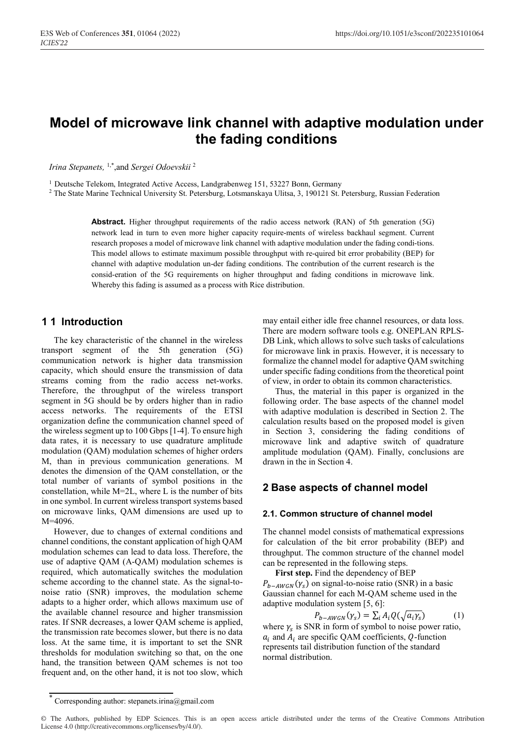# Model of microwave link channel with adaptive modulation under the fading conditions

*Irina Stepanets,* [1,*] and *Sergei Odoevskii* [2]

[1] Deutsche Telekom, Integrated Active Access, Landgrabenweg 151, 53227 Bonn, Germany

[2] The State Marine Technical University St. Petersburg, Lotsmanskaya Ulitsa, 3, 190121 St. Petersburg, Russian Federation

**Abstract.** Higher throughput requirements of the radio access network (RAN) of 5th generation (5G) network lead in turn to even more higher capacity require-ments of wireless backhaul segment. Current research proposes a model of microwave link channel with adaptive modulation under the fading condi-tions. This model allows to estimate maximum possible throughput with re-quired bit error probability (BEP) for channel with adaptive modulation un-der fading conditions. The contribution of the current research is the consid-eration of the 5G requirements on higher throughput and fading conditions in microwave link. Whereby this fading is assumed as a process with Rice distribution.

## 1 1 Introduction

The key characteristic of the channel in the wireless transport segment of the 5th generation (5G) communication network is higher data transmission capacity, which should ensure the transmission of data streams coming from the radio access net-works. Therefore, the throughput of the wireless transport segment in 5G should be by orders higher than in radio access networks. The requirements of the ETSI organization define the communication channel speed of the wireless segment up to 100 Gbps [1-4]. To ensure high data rates, it is necessary to use quadrature amplitude modulation (QAM) modulation schemes of higher orders M, than in previous communication generations. M denotes the dimension of the QAM constellation, or the total number of variants of symbol positions in the constellation, while M=2L, where L is the number of bits in one symbol. In current wireless transport systems based on microwave links, QAM dimensions are used up to M=4096.

However, due to changes of external conditions and channel conditions, the constant application of high QAM modulation schemes can lead to data loss. Therefore, the use of adaptive QAM (A-QAM) modulation schemes is required, which automatically switches the modulation scheme according to the channel state. As the signal-to-noise ratio (SNR) improves, the modulation scheme adapts to a higher order, which allows maximum use of the available channel resource and higher transmission rates. If SNR decreases, a lower QAM scheme is applied, the transmission rate becomes slower, but there is no data loss. At the same time, it is important to set the SNR thresholds for modulation switching so that, on the one hand, the transition between QAM schemes is not too frequent and, on the other hand, it is not too slow, which may entail either idle free channel resources, or data loss. There are modern software tools e.g. ONEPLAN RPLS-DB Link, which allows to solve such tasks of calculations for microwave link in praxis. However, it is necessary to formalize the channel model for adaptive QAM switching under specific fading conditions from the theoretical point of view, in order to obtain its common characteristics.

Thus, the material in this paper is organized in the following order. The base aspects of the channel model with adaptive modulation is described in Section 2. The calculation results based on the proposed model is given in Section 3, considering the fading conditions of microwave link and adaptive switch of quadrature amplitude modulation (QAM). Finally, conclusions are drawn in the in Section 4.

## 2 Base aspects of channel model

### 2.1. Common structure of channel model

The channel model consists of mathematical expressions for calculation of the bit error probability (BEP) and throughput. The common structure of the channel model can be represented in the following steps.

**First step.** Find the dependency of BEP $P_{b-AWGN}(\gamma_s)$ on signal-to-noise ratio (SNR) in a basic Gaussian channel for each M-QAM scheme used in the adaptive modulation system [5, 6]:

$$P_{b-AWGN}(\gamma_s) = \sum_i A_i Q(\sqrt{a_i \gamma_s}) \qquad (1)$$

where $\gamma_s$ is SNR in form of symbol to noise power ratio, $a_i$ and $A_i$ are specific QAM coefficients, $Q$-function represents tail distribution function of the standard normal distribution.

* Corresponding author: stepanets.irina@gmail.com

© The Authors, published by EDP Sciences. This is an open access article distributed under the terms of the Creative Commons Attribution License 4.0 (http://creativecommons.org/licenses/by/4.0/).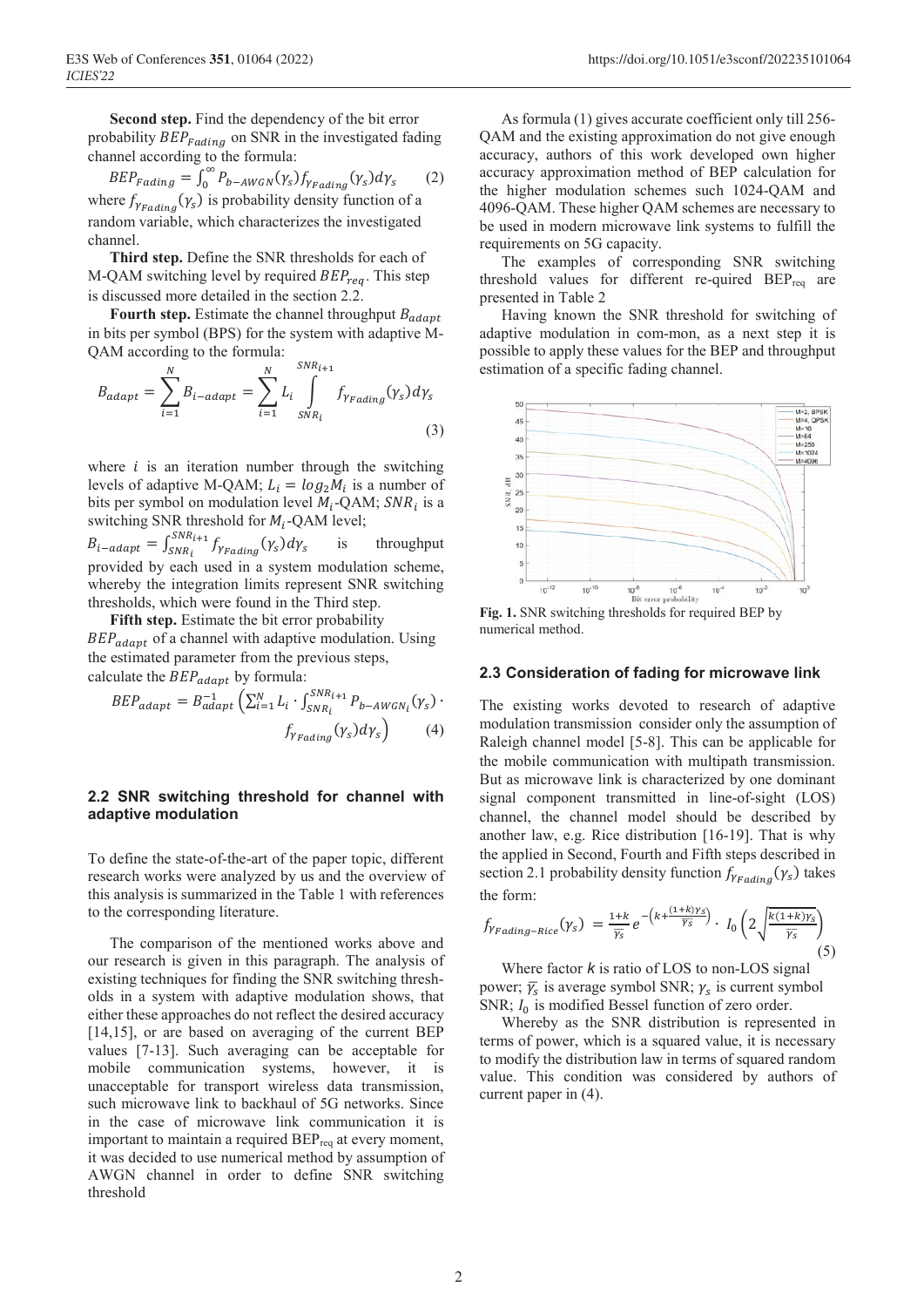**Second step.** Find the dependency of the bit error probability $BEP_{Fading}$ on SNR in the investigated fading channel according to the formula:

$$BEP_{Fading} = \int_0^\infty P_{b-AWGN}(\gamma_s) f_{\gamma_{Fading}}(\gamma_s) d\gamma_s \quad (2)$$

where $f_{\gamma_{Fading}}(\gamma_s)$ is probability density function of a random variable, which characterizes the investigated channel.

**Third step.** Define the SNR thresholds for each of M-QAM switching level by required $BEP_{req}$. This step is discussed more detailed in the section 2.2.

**Fourth step.** Estimate the channel throughput $B_{adapt}$ in bits per symbol (BPS) for the system with adaptive M-QAM according to the formula:

$$B_{adapt} = \sum_{i=1}^{N} B_{i-adapt} = \sum_{i=1}^{N} L_i \int_{SNR_i}^{SNR_{i+1}} f_{\gamma_{Fading}}(\gamma_s) d\gamma_s \quad (3)$$

where $i$ is an iteration number through the switching levels of adaptive M-QAM; $L_i = log_2 M_i$ is a number of bits per symbol on modulation level $M_i$-QAM; $SNR_i$ is a switching SNR threshold for $M_i$-QAM level;
$B_{i-adapt} = \int_{SNR_i}^{SNR_{i+1}} f_{\gamma_{Fading}}(\gamma_s) d\gamma_s$ is throughput provided by each used in a system modulation scheme, whereby the integration limits represent SNR switching thresholds, which were found in the Third step.

**Fifth step.** Estimate the bit error probability $BEP_{adapt}$ of a channel with adaptive modulation. Using the estimated parameter from the previous steps, calculate the $BEP_{adapt}$ by formula:

$$BEP_{adapt} = B_{adapt}^{-1} \left( \sum_{i=1}^{N} L_i \cdot \int_{SNR_i}^{SNR_{i+1}} P_{b-AWGN_i}(\gamma_s) \cdot f_{\gamma_{Fading}}(\gamma_s) d\gamma_s \right) \quad (4)$$

## 2.2 SNR switching threshold for channel with adaptive modulation

To define the state-of-the-art of the paper topic, different research works were analyzed by us and the overview of this analysis is summarized in the Table 1 with references to the corresponding literature.

The comparison of the mentioned works above and our research is given in this paragraph. The analysis of existing techniques for finding the SNR switching thresholds in a system with adaptive modulation shows, that either these approaches do not reflect the desired accuracy [14,15], or are based on averaging of the current BEP values [7-13]. Such averaging can be acceptable for mobile communication systems, however, it is unacceptable for transport wireless data transmission, such microwave link to backhaul of 5G networks. Since in the case of microwave link communication it is important to maintain a required BEP$_{req}$ at every moment, it was decided to use numerical method by assumption of AWGN channel in order to define SNR switching threshold

As formula (1) gives accurate coefficient only till 256-QAM and the existing approximation do not give enough accuracy, authors of this work developed own higher accuracy approximation method of BEP calculation for the higher modulation schemes such 1024-QAM and 4096-QAM. These higher QAM schemes are necessary to be used in modern microwave link systems to fulfill the requirements on 5G capacity.

The examples of corresponding SNR switching threshold values for different re-quired BEP$_{req}$ are presented in Table 2

Having known the SNR threshold for switching of adaptive modulation in com-mon, as a next step it is possible to apply these values for the BEP and throughput estimation of a specific fading channel.

**Fig. 1.** SNR switching thresholds for required BEP by numerical method.

## 2.3 Consideration of fading for microwave link

The existing works devoted to research of adaptive modulation transmission consider only the assumption of Raleigh channel model [5-8]. This can be applicable for the mobile communication with multipath transmission. But as microwave link is characterized by one dominant signal component transmitted in line-of-sight (LOS) channel, the channel model should be described by another law, e.g. Rice distribution [16-19]. That is why the applied in Second, Fourth and Fifth steps described in section 2.1 probability density function $f_{\gamma_{Fading}}(\gamma_s)$ takes the form:

$$f_{\gamma_{Fading-Rice}}(\gamma_s) = \frac{1+k}{\overline{\gamma_s}} e^{-\left(k+\frac{(1+k)\gamma_s}{\overline{\gamma_s}}\right)} \cdot I_0\left(2\sqrt{\frac{k(1+k)\gamma_s}{\overline{\gamma_s}}}\right) \quad (5)$$

Where factor $k$ is ratio of LOS to non-LOS signal power; $\overline{\gamma_s}$ is average symbol SNR; $\gamma_s$ is current symbol SNR; $I_0$ is modified Bessel function of zero order.

Whereby as the SNR distribution is represented in terms of power, which is a squared value, it is necessary to modify the distribution law in terms of squared random value. This condition was considered by authors of current paper in (4).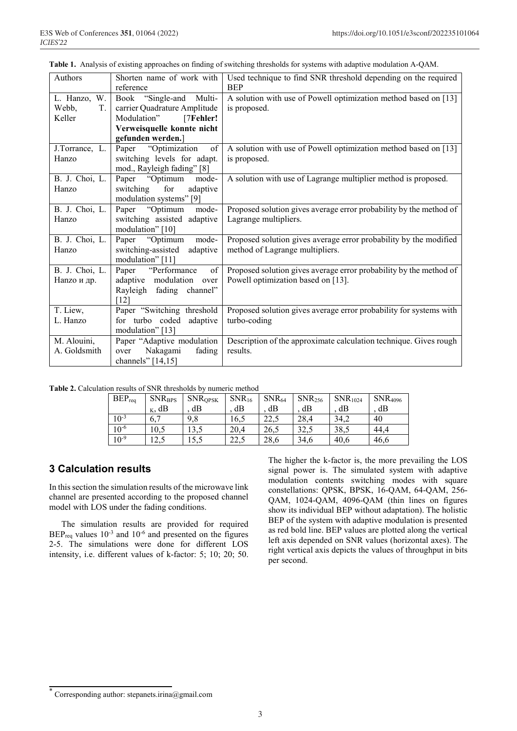**Table 1.** Analysis of existing approaches on finding of switching thresholds for systems with adaptive modulation A-QAM.

| Authors | Shorten name of work with reference | Used technique to find SNR threshold depending on the required BEP |
|---|---|---|
| L. Hanzo, W. Webb, T. Keller | Book "Single-and Multi-carrier Quadrature Amplitude Modulation" [7**Fehler! Verweisquelle konnte nicht gefunden werden.**] | A solution with use of Powell optimization method based on [13] is proposed. |
| J.Torrance, L. Hanzo | Paper "Optimization of switching levels for adapt. mod., Rayleigh fading" [8] | A solution with use of Powell optimization method based on [13] is proposed. |
| B. J. Choi, L. Hanzo | Paper "Optimum mode-switching for adaptive modulation systems" [9] | A solution with use of Lagrange multiplier method is proposed. |
| B. J. Choi, L. Hanzo | Paper "Optimum mode-switching assisted adaptive modulation" [10] | Proposed solution gives average error probability by the method of Lagrange multipliers. |
| B. J. Choi, L. Hanzo | Paper "Optimum mode-switching-assisted adaptive modulation" [11] | Proposed solution gives average error probability by the modified method of Lagrange multipliers. |
| B. J. Choi, L. Hanzo и др. | Paper "Performance of adaptive modulation over Rayleigh fading channel" [12] | Proposed solution gives average error probability by the method of Powell optimization based on [13]. |
| T. Liew, L. Hanzo | Paper "Switching threshold for turbo coded adaptive modulation" [13] | Proposed solution gives average error probability for systems with turbo-coding |
| M. Alouini, A. Goldsmith | Paper "Adaptive modulation over Nakagami fading channels" [14,15] | Description of the approximate calculation technique. Gives rough results. |

**Table 2.** Calculation results of SNR thresholds by numeric method

| $BEP_{req}$ | $SNR_{BPSK}$, dB | $SNR_{QPSK}$, dB | $SNR_{16}$, dB | $SNR_{64}$, dB | $SNR_{256}$, dB | $SNR_{1024}$, dB | $SNR_{4096}$, dB |
|---|---|---|---|---|---|---|---|
| $10^{-3}$ | 6,7 | 9,8 | 16,5 | 22,5 | 28,4 | 34,2 | 40 |
| $10^{-6}$ | 10,5 | 13,5 | 20,4 | 26,5 | 32,5 | 38,5 | 44,4 |
| $10^{-9}$ | 12,5 | 15,5 | 22,5 | 28,6 | 34,6 | 40,6 | 46,6 |

## 3 Calculation results

In this section the simulation results of the microwave link channel are presented according to the proposed channel model with LOS under the fading conditions.

The simulation results are provided for required $BEP_{req}$ values $10^{-3}$ and $10^{-6}$ and presented on the figures 2-5. The simulations were done for different LOS intensity, i.e. different values of k-factor: 5; 10; 20; 50. The higher the k-factor is, the more prevailing the LOS signal power is. The simulated system with adaptive modulation contents switching modes with square constellations: QPSK, BPSK, 16-QAM, 64-QAM, 256-QAM, 1024-QAM, 4096-QAM (thin lines on figures show its individual BEP without adaptation). The holistic BEP of the system with adaptive modulation is presented as red bold line. BEP values are plotted along the vertical left axis depended on SNR values (horizontal axes). The right vertical axis depicts the values of throughput in bits per second.

* Corresponding author: stepanets.irina@gmail.com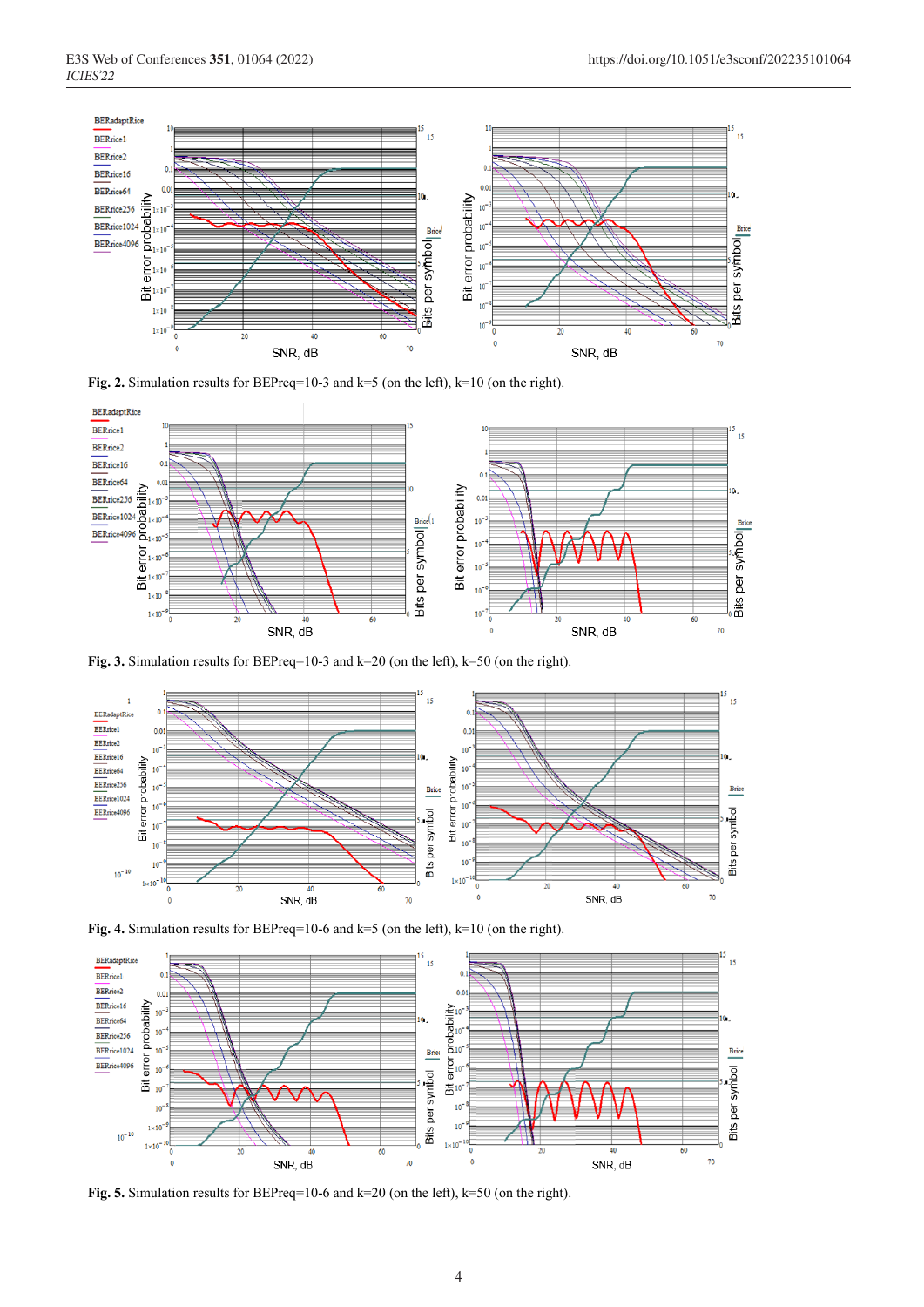**Fig. 2.** Simulation results for BEPreq=10-3 and k=5 (on the left), k=10 (on the right).

**Fig. 3.** Simulation results for BEPreq=10-3 and k=20 (on the left), k=50 (on the right).

**Fig. 4.** Simulation results for BEPreq=10-6 and k=5 (on the left), k=10 (on the right).

**Fig. 5.** Simulation results for BEPreq=10-6 and k=20 (on the left), k=50 (on the right).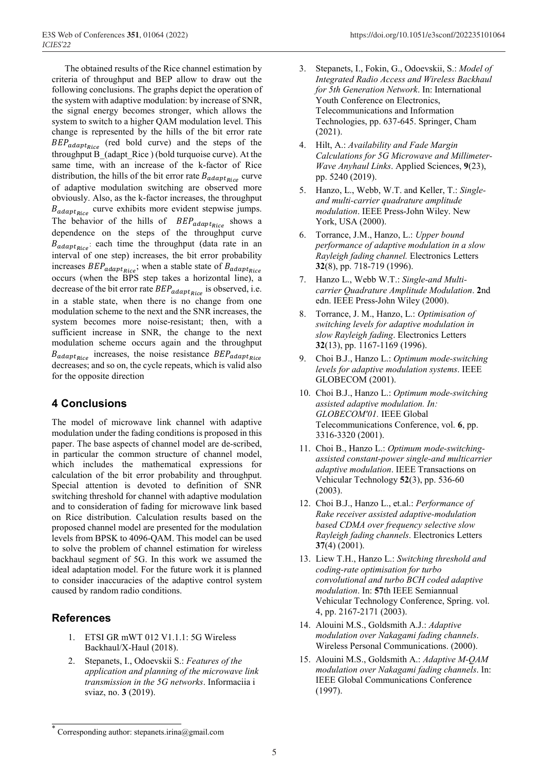The obtained results of the Rice channel estimation by criteria of throughput and BEP allow to draw out the following conclusions. The graphs depict the operation of the system with adaptive modulation: by increase of SNR, the signal energy becomes stronger, which allows the system to switch to a higher QAM modulation level. This change is represented by the hills of the bit error rate $BEP_{adapt_{Rice}}$ (red bold curve) and the steps of the throughput B_(adapt_Rice ) (bold turquoise curve). At the same time, with an increase of the k-factor of Rice distribution, the hills of the bit error rate $B_{adapt_{Rice}}$ curve of adaptive modulation switching are observed more obviously. Also, as the k-factor increases, the throughput $B_{adapt_{Rice}}$ curve exhibits more evident stepwise jumps. The behavior of the hills of $BEP_{adapt_{Rice}}$ shows a dependence on the steps of the throughput curve $B_{adapt_{Rice}}$: each time the throughput (data rate in an interval of one step) increases, the bit error probability increases $BEP_{adapt_{Rice}}$; when a stable state of $B_{adapt_{Rice}}$ occurs (when the BPS step takes a horizontal line), a decrease of the bit error rate $BEP_{adapt_{Rice}}$ is observed, i.e. in a stable state, when there is no change from one modulation scheme to the next and the SNR increases, the system becomes more noise-resistant; then, with a sufficient increase in SNR, the change to the next modulation scheme occurs again and the throughput $B_{adapt_{Rice}}$ increases, the noise resistance $BEP_{adapt_{Rice}}$ decreases; and so on, the cycle repeats, which is valid also for the opposite direction

## 4 Conclusions

The model of microwave link channel with adaptive modulation under the fading conditions is proposed in this paper. The base aspects of channel model are de-scribed, in particular the common structure of channel model, which includes the mathematical expressions for calculation of the bit error probability and throughput. Special attention is devoted to definition of SNR switching threshold for channel with adaptive modulation and to consideration of fading for microwave link based on Rice distribution. Calculation results based on the proposed channel model are presented for the modulation levels from BPSK to 4096-QAM. This model can be used to solve the problem of channel estimation for wireless backhaul segment of 5G. In this work we assumed the ideal adaptation model. For the future work it is planned to consider inaccuracies of the adaptive control system caused by random radio conditions.

## References

1. ETSI GR mWT 012 V1.1.1: 5G Wireless Backhaul/X-Haul (2018).
2. Stepanets, I, Odoevskii S.: *Features of the application and planning of the microwave link transmission in the 5G networks*. Informaciia i sviaz, no. **3** (2019).
3. Stepanets, I., Fokin, G., Odoevskii, S.: *Model of Integrated Radio Access and Wireless Backhaul for 5th Generation Network*. In: International Youth Conference on Electronics, Telecommunications and Information Technologies, pp. 637-645. Springer, Cham (2021).
4. Hilt, A.: *Availability and Fade Margin Calculations for 5G Microwave and Millimeter-Wave Anyhaul Links*. Applied Sciences, **9**(23), pp. 5240 (2019).
5. Hanzo, L., Webb, W.T. and Keller, T.: *Single- and multi-carrier quadrature amplitude modulation*. IEEE Press-John Wiley. New York, USA (2000).
6. Torrance, J.M., Hanzo, L.: *Upper bound performance of adaptive modulation in a slow Rayleigh fading channel.* Electronics Letters **32**(8), pp. 718-719 (1996).
7. Hanzo L., Webb W.T.: *Single-and Multi-carrier Quadrature Amplitude Modulation*. **2**nd edn. IEEE Press-John Wiley (2000).
8. Torrance, J. M., Hanzo, L.: *Optimisation of switching levels for adaptive modulation in slow Rayleigh fading*. Electronics Letters **32**(13), pp. 1167-1169 (1996).
9. Choi B.J., Hanzo L.: *Optimum mode-switching levels for adaptive modulation systems*. IEEE GLOBECOM (2001).
10. Choi B.J., Hanzo L.: *Optimum mode-switching assisted adaptive modulation. In: GLOBECOM'01.* IEEE Global Telecommunications Conference, vol. **6**, pp. 3316-3320 (2001).
11. Choi B., Hanzo L.: *Optimum mode-switching-assisted constant-power single-and multicarrier adaptive modulation*. IEEE Transactions on Vehicular Technology **52**(3), pp. 536-60 (2003).
12. Choi B.J., Hanzo L., et.al.: *Performance of Rake receiver assisted adaptive-modulation based CDMA over frequency selective slow Rayleigh fading channels*. Electronics Letters **37**(4) (2001).
13. Liew T.H., Hanzo L.: *Switching threshold and coding-rate optimisation for turbo convolutional and turbo BCH coded adaptive modulation*. In: **57**th IEEE Semiannual Vehicular Technology Conference, Spring. vol. 4, pp. 2167-2171 (2003).
14. Alouini M.S., Goldsmith A.J.: *Adaptive modulation over Nakagami fading channels*. Wireless Personal Communications. (2000).
15. Alouini M.S., Goldsmith A.: *Adaptive M-QAM modulation over Nakagami fading channels*. In: IEEE Global Communications Conference (1997).

---

\* Corresponding author: stepanets.irina@gmail.com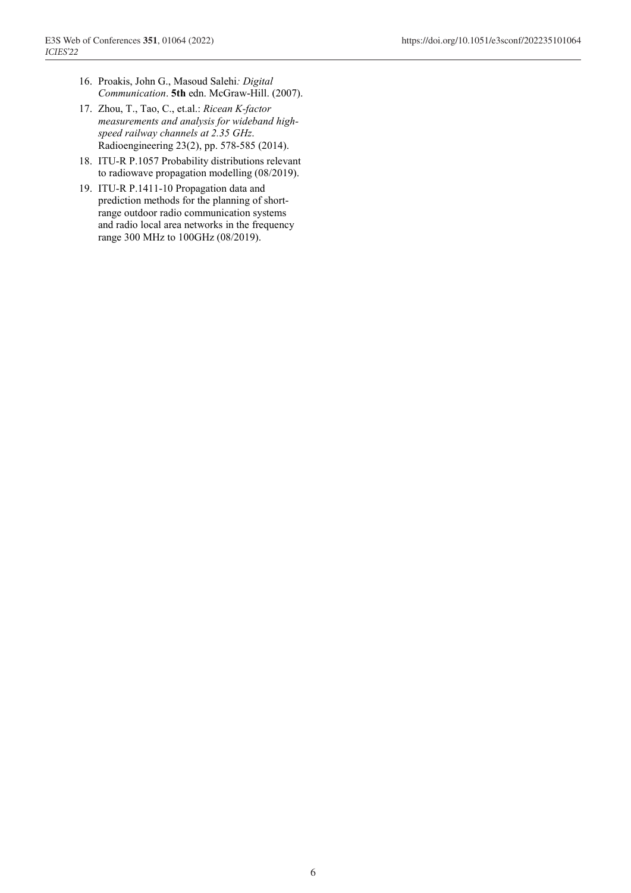16. Proakis, John G., Masoud Salehi*: Digital Communication*. **5th** edn. McGraw-Hill. (2007).
17. Zhou, T., Tao, C., et.al.: *Ricean K-factor measurements and analysis for wideband high-speed railway channels at 2.35 GHz*. Radioengineering 23(2), pp. 578-585 (2014).
18. ITU-R P.1057 Probability distributions relevant to radiowave propagation modelling (08/2019).
19. ITU-R P.1411-10 Propagation data and prediction methods for the planning of short-range outdoor radio communication systems and radio local area networks in the frequency range 300 MHz to 100GHz (08/2019).